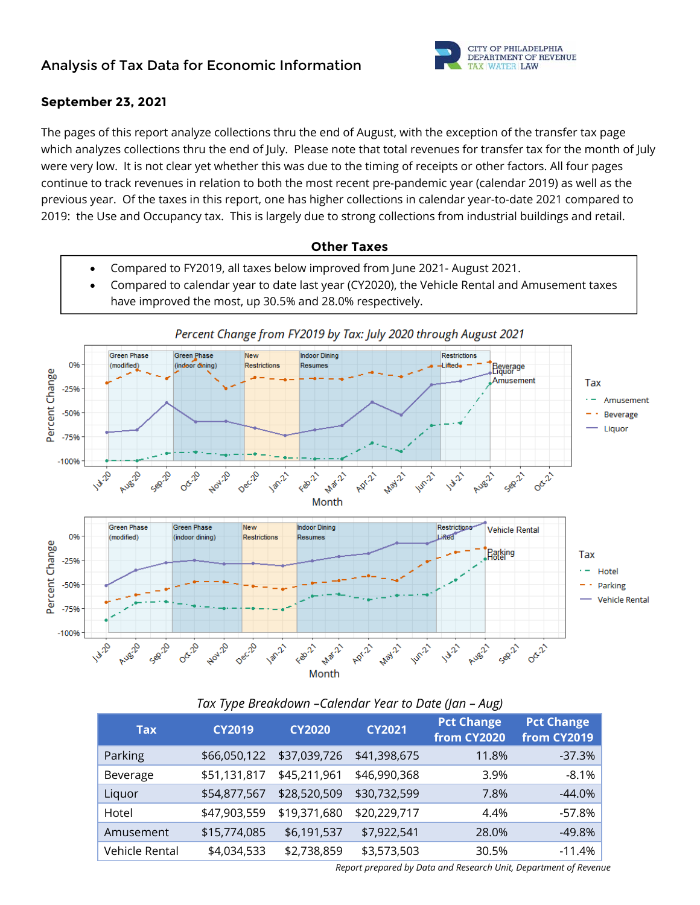# Analysis of Tax Data for Economic Information

CITY OF PHILADELPHIA DEPARTMENT OF REVENUE TAX | WATER | LAW

**September 23, 2021**

The pages of this report analyze collections thru the end of August, with the exception of the transfer tax page which analyzes collections thru the end of July. Please note that total revenues for transfer tax for the month of July were very low. It is not clear yet whether this was due to the timing of receipts or other factors. All four pages continue to track revenues in relation to both the most recent pre-pandemic year (calendar 2019) as well as the previous year. Of the taxes in this report, one has higher collections in calendar year-to-date 2021 compared to 2019: the Use and Occupancy tax. This is largely due to strong collections from industrial buildings and retail.

## Other Taxes

- Compared to FY2019, all taxes below improved from June 2021- August 2021.
- Compared to calendar year to date last year (CY2020), the Vehicle Rental and Amusement taxes have improved the most, up 30.5% and 28.0% respectively.

*Percent Change from FY2019 by Tax: July 2020 through August 2021*

*Tax Type Breakdown –Calendar Year to Date (Jan – Aug)*

| Tax | CY2019 | CY2020 | CY2021 | Pct Change from CY2020 | Pct Change from CY2019 |
|---|---|---|---|---|---|
| Parking | $66,050,122 | $37,039,726 | $41,398,675 | 11.8% | -37.3% |
| Beverage | $51,131,817 | $45,211,961 | $46,990,368 | 3.9% | -8.1% |
| Liquor | $54,877,567 | $28,520,509 | $30,732,599 | 7.8% | -44.0% |
| Hotel | $47,903,559 | $19,371,680 | $20,229,717 | 4.4% | -57.8% |
| Amusement | $15,774,085 | $6,191,537 | $7,922,541 | 28.0% | -49.8% |
| Vehicle Rental | $4,034,533 | $2,738,859 | $3,573,503 | 30.5% | -11.4% |

*Report prepared by Data and Research Unit, Department of Revenue*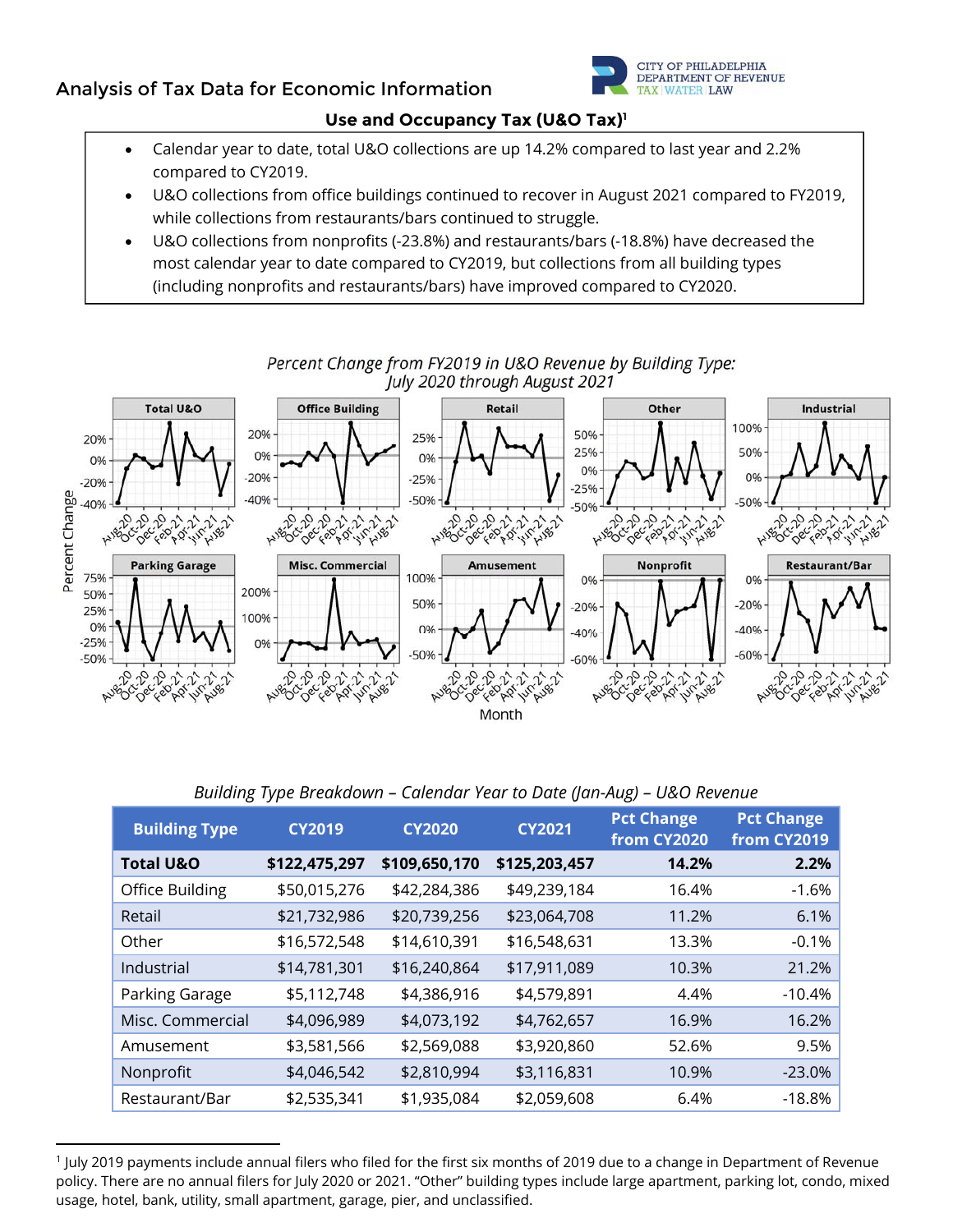Analysis of Tax Data for Economic Information

## Use and Occupancy Tax (U&O Tax)[1]

- Calendar year to date, total U&O collections are up 14.2% compared to last year and 2.2% compared to CY2019.
- U&O collections from office buildings continued to recover in August 2021 compared to FY2019, while collections from restaurants/bars continued to struggle.
- U&O collections from nonprofits (-23.8%) and restaurants/bars (-18.8%) have decreased the most calendar year to date compared to CY2019, but collections from all building types (including nonprofits and restaurants/bars) have improved compared to CY2020.

*Percent Change from FY2019 in U&O Revenue by Building Type: July 2020 through August 2021*

*Building Type Breakdown – Calendar Year to Date (Jan-Aug) – U&O Revenue*

| Building Type | CY2019 | CY2020 | CY2021 | Pct Change from CY2020 | Pct Change from CY2019 |
|---|---|---|---|---|---|
| **Total U&O** | **$122,475,297** | **$109,650,170** | **$125,203,457** | **14.2%** | **2.2%** |
| Office Building | $50,015,276 | $42,284,386 | $49,239,184 | 16.4% | -1.6% |
| Retail | $21,732,986 | $20,739,256 | $23,064,708 | 11.2% | 6.1% |
| Other | $16,572,548 | $14,610,391 | $16,548,631 | 13.3% | -0.1% |
| Industrial | $14,781,301 | $16,240,864 | $17,911,089 | 10.3% | 21.2% |
| Parking Garage | $5,112,748 | $4,386,916 | $4,579,891 | 4.4% | -10.4% |
| Misc. Commercial | $4,096,989 | $4,073,192 | $4,762,657 | 16.9% | 16.2% |
| Amusement | $3,581,566 | $2,569,088 | $3,920,860 | 52.6% | 9.5% |
| Nonprofit | $4,046,542 | $2,810,994 | $3,116,831 | 10.9% | -23.0% |
| Restaurant/Bar | $2,535,341 | $1,935,084 | $2,059,608 | 6.4% | -18.8% |

[1] July 2019 payments include annual filers who filed for the first six months of 2019 due to a change in Department of Revenue policy. There are no annual filers for July 2020 or 2021. "Other" building types include large apartment, parking lot, condo, mixed usage, hotel, bank, utility, small apartment, garage, pier, and unclassified.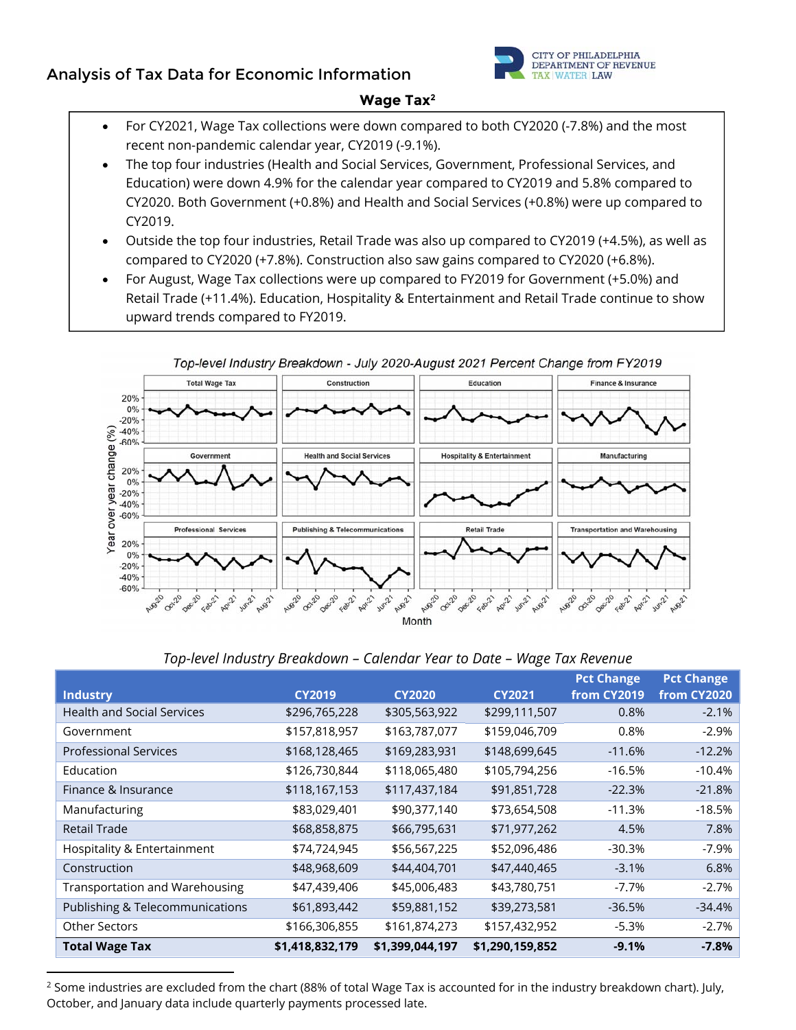# Analysis of Tax Data for Economic Information

CITY OF PHILADELPHIA
DEPARTMENT OF REVENUE
TAX | WATER | LAW

## Wage Tax[2]

- For CY2021, Wage Tax collections were down compared to both CY2020 (-7.8%) and the most recent non-pandemic calendar year, CY2019 (-9.1%).
- The top four industries (Health and Social Services, Government, Professional Services, and Education) were down 4.9% for the calendar year compared to CY2019 and 5.8% compared to CY2020. Both Government (+0.8%) and Health and Social Services (+0.8%) were up compared to CY2019.
- Outside the top four industries, Retail Trade was also up compared to CY2019 (+4.5%), as well as compared to CY2020 (+7.8%). Construction also saw gains compared to CY2020 (+6.8%).
- For August, Wage Tax collections were up compared to FY2019 for Government (+5.0%) and Retail Trade (+11.4%). Education, Hospitality & Entertainment and Retail Trade continue to show upward trends compared to FY2019.

*Top-level Industry Breakdown - July 2020-August 2021 Percent Change from FY2019*

*Top-level Industry Breakdown – Calendar Year to Date – Wage Tax Revenue*

| Industry | CY2019 | CY2020 | CY2021 | Pct Change from CY2019 | Pct Change from CY2020 |
|---|---|---|---|---|---|
| Health and Social Services | $296,765,228 | $305,563,922 | $299,111,507 | 0.8% | -2.1% |
| Government | $157,818,957 | $163,787,077 | $159,046,709 | 0.8% | -2.9% |
| Professional Services | $168,128,465 | $169,283,931 | $148,699,645 | -11.6% | -12.2% |
| Education | $126,730,844 | $118,065,480 | $105,794,256 | -16.5% | -10.4% |
| Finance & Insurance | $118,167,153 | $117,437,184 | $91,851,728 | -22.3% | -21.8% |
| Manufacturing | $83,029,401 | $90,377,140 | $73,654,508 | -11.3% | -18.5% |
| Retail Trade | $68,858,875 | $66,795,631 | $71,977,262 | 4.5% | 7.8% |
| Hospitality & Entertainment | $74,724,945 | $56,567,225 | $52,096,486 | -30.3% | -7.9% |
| Construction | $48,968,609 | $44,404,701 | $47,440,465 | -3.1% | 6.8% |
| Transportation and Warehousing | $47,439,406 | $45,006,483 | $43,780,751 | -7.7% | -2.7% |
| Publishing & Telecommunications | $61,893,442 | $59,881,152 | $39,273,581 | -36.5% | -34.4% |
| Other Sectors | $166,306,855 | $161,874,273 | $157,432,952 | -5.3% | -2.7% |
| **Total Wage Tax** | **$1,418,832,179** | **$1,399,044,197** | **$1,290,159,852** | **-9.1%** | **-7.8%** |

[2] Some industries are excluded from the chart (88% of total Wage Tax is accounted for in the industry breakdown chart). July, October, and January data include quarterly payments processed late.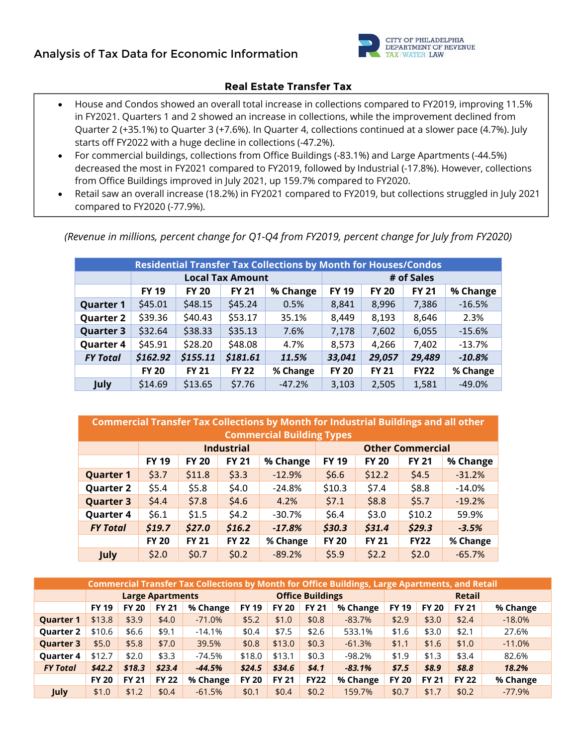Analysis of Tax Data for Economic Information

CITY OF PHILADELPHIA DEPARTMENT OF REVENUE TAX | WATER | LAW

## Real Estate Transfer Tax

- House and Condos showed an overall total increase in collections compared to FY2019, improving 11.5% in FY2021. Quarters 1 and 2 showed an increase in collections, while the improvement declined from Quarter 2 (+35.1%) to Quarter 3 (+7.6%). In Quarter 4, collections continued at a slower pace (4.7%). July starts off FY2022 with a huge decline in collections (-47.2%).
- For commercial buildings, collections from Office Buildings (-83.1%) and Large Apartments (-44.5%) decreased the most in FY2021 compared to FY2019, followed by Industrial (-17.8%). However, collections from Office Buildings improved in July 2021, up 159.7% compared to FY2020.
- Retail saw an overall increase (18.2%) in FY2021 compared to FY2019, but collections struggled in July 2021 compared to FY2020 (-77.9%).

*(Revenue in millions, percent change for Q1-Q4 from FY2019, percent change for July from FY2020)*

| Residential Transfer Tax Collections by Month for Houses/Condos | | | | | | | | |
|---|---|---|---|---|---|---|---|---|
| | Local Tax Amount | | | | # of Sales | | | |
| | FY 19 | FY 20 | FY 21 | % Change | FY 19 | FY 20 | FY 21 | % Change |
| Quarter 1 | $45.01 | $48.15 | $45.24 | 0.5% | 8,841 | 8,996 | 7,386 | -16.5% |
| Quarter 2 | $39.36 | $40.43 | $53.17 | 35.1% | 8,449 | 8,193 | 8,646 | 2.3% |
| Quarter 3 | $32.64 | $38.33 | $35.13 | 7.6% | 7,178 | 7,602 | 6,055 | -15.6% |
| Quarter 4 | $45.91 | $28.20 | $48.08 | 4.7% | 8,573 | 4,266 | 7,402 | -13.7% |
| ***FY Total*** | ***$162.92*** | ***$155.11*** | ***$181.61*** | ***11.5%*** | ***33,041*** | ***29,057*** | ***29,489*** | ***-10.8%*** |
| | FY 20 | FY 21 | FY 22 | % Change | FY 20 | FY 21 | FY22 | % Change |
| July | $14.69 | $13.65 | $7.76 | -47.2% | 3,103 | 2,505 | 1,581 | -49.0% |

| Commercial Transfer Tax Collections by Month for Industrial Buildings and all other Commercial Building Types | | | | | | | | |
|---|---|---|---|---|---|---|---|---|
| | Industrial | | | | Other Commercial | | | |
| | FY 19 | FY 20 | FY 21 | % Change | FY 19 | FY 20 | FY 21 | % Change |
| Quarter 1 | $3.7 | $11.8 | $3.3 | -12.9% | $6.6 | $12.2 | $4.5 | -31.2% |
| Quarter 2 | $5.4 | $5.8 | $4.0 | -24.8% | $10.3 | $7.4 | $8.8 | -14.0% |
| Quarter 3 | $4.4 | $7.8 | $4.6 | 4.2% | $7.1 | $8.8 | $5.7 | -19.2% |
| Quarter 4 | $6.1 | $1.5 | $4.2 | -30.7% | $6.4 | $3.0 | $10.2 | 59.9% |
| ***FY Total*** | ***$19.7*** | ***$27.0*** | ***$16.2*** | ***-17.8%*** | ***$30.3*** | ***$31.4*** | ***$29.3*** | ***-3.5%*** |
| | FY 20 | FY 21 | FY 22 | % Change | FY 20 | FY 21 | FY22 | % Change |
| July | $2.0 | $0.7 | $0.2 | -89.2% | $5.9 | $2.2 | $2.0 | -65.7% |

| Commercial Transfer Tax Collections by Month for Office Buildings, Large Apartments, and Retail | | | | | | | | | | | | |
|---|---|---|---|---|---|---|---|---|---|---|---|---|
| | Large Apartments | | | | Office Buildings | | | | Retail | | | |
| | FY 19 | FY 20 | FY 21 | % Change | FY 19 | FY 20 | FY 21 | % Change | FY 19 | FY 20 | FY 21 | % Change |
| Quarter 1 | $13.8 | $3.9 | $4.0 | -71.0% | $5.2 | $1.0 | $0.8 | -83.7% | $2.9 | $3.0 | $2.4 | -18.0% |
| Quarter 2 | $10.6 | $6.6 | $9.1 | -14.1% | $0.4 | $7.5 | $2.6 | 533.1% | $1.6 | $3.0 | $2.1 | 27.6% |
| Quarter 3 | $5.0 | $5.8 | $7.0 | 39.5% | $0.8 | $13.0 | $0.3 | -61.3% | $1.1 | $1.6 | $1.0 | -11.0% |
| Quarter 4 | $12.7 | $2.0 | $3.3 | -74.5% | $18.0 | $13.1 | $0.3 | -98.2% | $1.9 | $1.3 | $3.4 | 82.6% |
| ***FY Total*** | ***$42.2*** | ***$18.3*** | ***$23.4*** | ***-44.5%*** | ***$24.5*** | ***$34.6*** | ***$4.1*** | ***-83.1%*** | ***$7.5*** | ***$8.9*** | ***$8.8*** | ***18.2%*** |
| | FY 20 | FY 21 | FY 22 | % Change | FY 20 | FY 21 | FY22 | % Change | FY 20 | FY 21 | FY 22 | % Change |
| July | $1.0 | $1.2 | $0.4 | -61.5% | $0.1 | $0.4 | $0.2 | 159.7% | $0.7 | $1.7 | $0.2 | -77.9% |